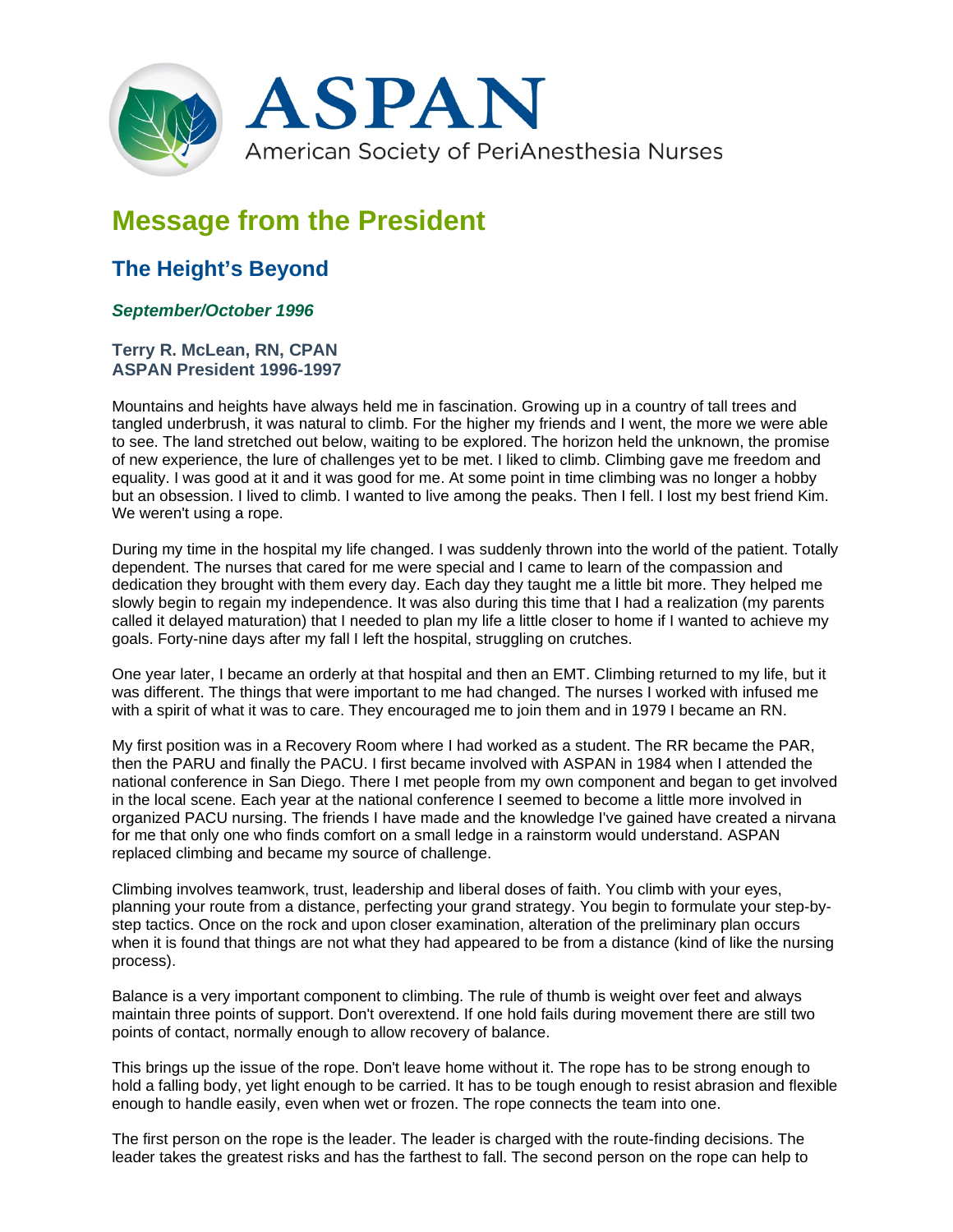ASPAN

American Society of PeriAnesthesia Nurses

# Message from the President

## The Height's Beyond

### *September/October 1996*

**Terry R. McLean, RN, CPAN**
**ASPAN President 1996-1997**

Mountains and heights have always held me in fascination. Growing up in a country of tall trees and tangled underbrush, it was natural to climb. For the higher my friends and I went, the more we were able to see. The land stretched out below, waiting to be explored. The horizon held the unknown, the promise of new experience, the lure of challenges yet to be met. I liked to climb. Climbing gave me freedom and equality. I was good at it and it was good for me. At some point in time climbing was no longer a hobby but an obsession. I lived to climb. I wanted to live among the peaks. Then I fell. I lost my best friend Kim. We weren't using a rope.

During my time in the hospital my life changed. I was suddenly thrown into the world of the patient. Totally dependent. The nurses that cared for me were special and I came to learn of the compassion and dedication they brought with them every day. Each day they taught me a little bit more. They helped me slowly begin to regain my independence. It was also during this time that I had a realization (my parents called it delayed maturation) that I needed to plan my life a little closer to home if I wanted to achieve my goals. Forty-nine days after my fall I left the hospital, struggling on crutches.

One year later, I became an orderly at that hospital and then an EMT. Climbing returned to my life, but it was different. The things that were important to me had changed. The nurses I worked with infused me with a spirit of what it was to care. They encouraged me to join them and in 1979 I became an RN.

My first position was in a Recovery Room where I had worked as a student. The RR became the PAR, then the PARU and finally the PACU. I first became involved with ASPAN in 1984 when I attended the national conference in San Diego. There I met people from my own component and began to get involved in the local scene. Each year at the national conference I seemed to become a little more involved in organized PACU nursing. The friends I have made and the knowledge I've gained have created a nirvana for me that only one who finds comfort on a small ledge in a rainstorm would understand. ASPAN replaced climbing and became my source of challenge.

Climbing involves teamwork, trust, leadership and liberal doses of faith. You climb with your eyes, planning your route from a distance, perfecting your grand strategy. You begin to formulate your step-by-step tactics. Once on the rock and upon closer examination, alteration of the preliminary plan occurs when it is found that things are not what they had appeared to be from a distance (kind of like the nursing process).

Balance is a very important component to climbing. The rule of thumb is weight over feet and always maintain three points of support. Don't overextend. If one hold fails during movement there are still two points of contact, normally enough to allow recovery of balance.

This brings up the issue of the rope. Don't leave home without it. The rope has to be strong enough to hold a falling body, yet light enough to be carried. It has to be tough enough to resist abrasion and flexible enough to handle easily, even when wet or frozen. The rope connects the team into one.

The first person on the rope is the leader. The leader is charged with the route-finding decisions. The leader takes the greatest risks and has the farthest to fall. The second person on the rope can help to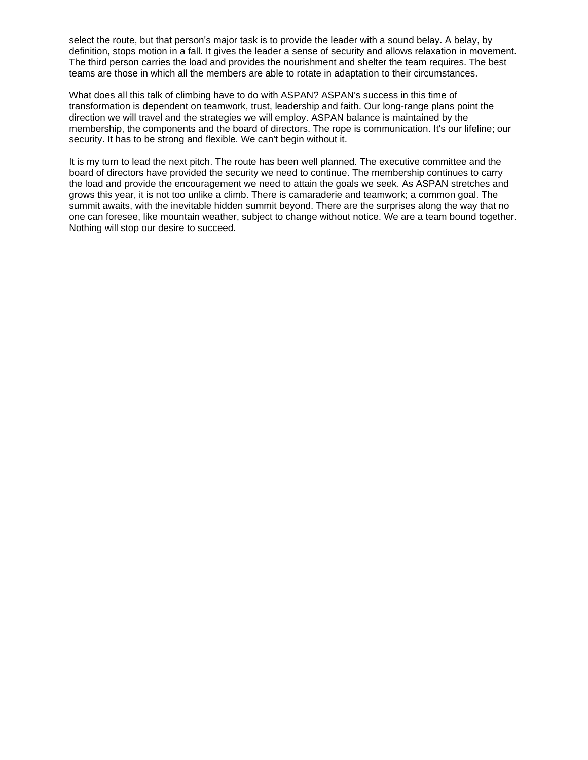select the route, but that person's major task is to provide the leader with a sound belay. A belay, by definition, stops motion in a fall. It gives the leader a sense of security and allows relaxation in movement. The third person carries the load and provides the nourishment and shelter the team requires. The best teams are those in which all the members are able to rotate in adaptation to their circumstances.

What does all this talk of climbing have to do with ASPAN? ASPAN's success in this time of transformation is dependent on teamwork, trust, leadership and faith. Our long-range plans point the direction we will travel and the strategies we will employ. ASPAN balance is maintained by the membership, the components and the board of directors. The rope is communication. It's our lifeline; our security. It has to be strong and flexible. We can't begin without it.

It is my turn to lead the next pitch. The route has been well planned. The executive committee and the board of directors have provided the security we need to continue. The membership continues to carry the load and provide the encouragement we need to attain the goals we seek. As ASPAN stretches and grows this year, it is not too unlike a climb. There is camaraderie and teamwork; a common goal. The summit awaits, with the inevitable hidden summit beyond. There are the surprises along the way that no one can foresee, like mountain weather, subject to change without notice. We are a team bound together. Nothing will stop our desire to succeed.